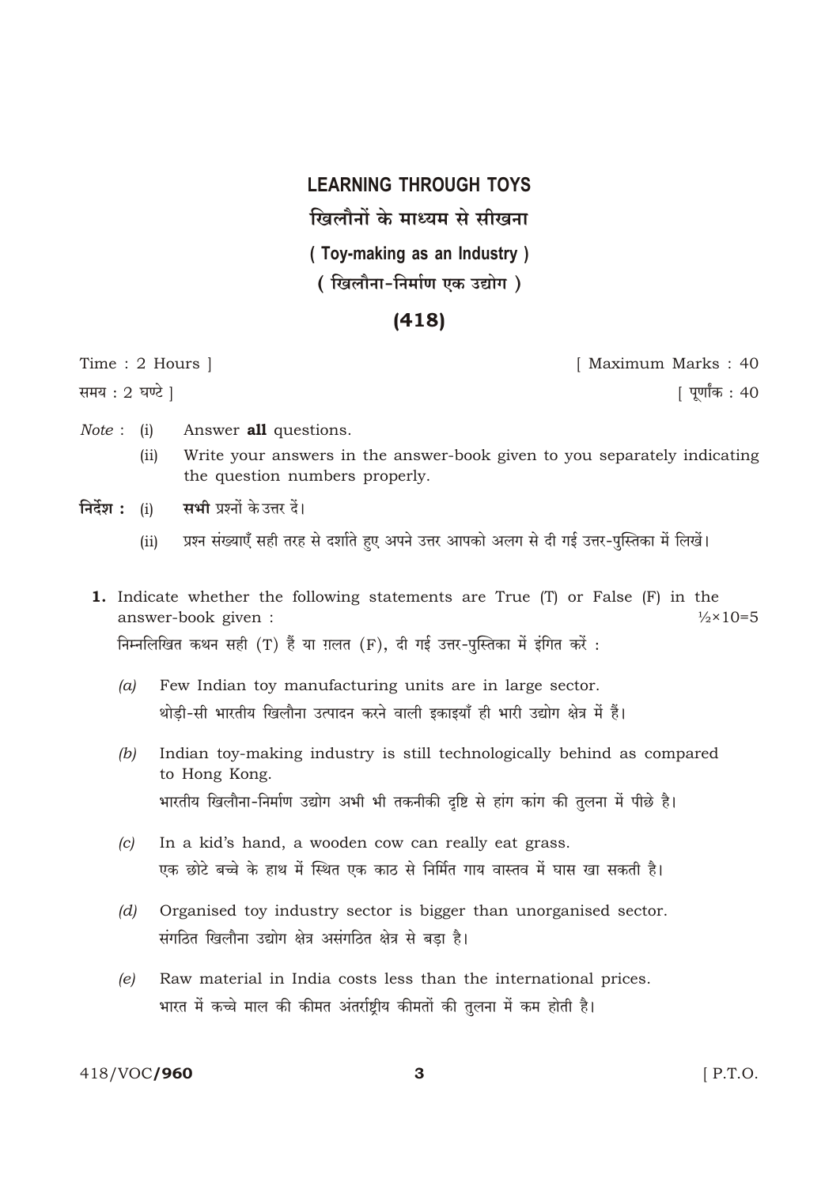# LEARNING THROUGH TOYS

# खिलौनों के माध्यम से सीखना

## ( Toy-making as an Industry )

## ( खिलौना-निर्माण एक उद्योग )

## (418)

Time : 2 Hours ] [ Maximum Marks : 40

समय : 2 घण्टे ] [ पूर्णांक : 40

*Note* : (i) Answer **all** questions.

(ii) Write your answers in the answer-book given to you separately indicating the question numbers properly.

**निर्देश :** (i) **सभी** प्रश्नों के उत्तर दें।

(ii) प्रश्न संख्याएँ सही तरह से दर्शाते हुए अपने उत्तर आपको अलग से दी गई उत्तर-पुस्तिका में लिखें।

**1.** Indicate whether the following statements are True (T) or False (F) in the answer-book given : ½×10=5

निम्नलिखित कथन सही (T) हैं या ग़लत (F), दी गई उत्तर-पुस्तिका में इंगित करें :

*(a)* Few Indian toy manufacturing units are in large sector.

थोड़ी-सी भारतीय खिलौना उत्पादन करने वाली इकाइयाँ ही भारी उद्योग क्षेत्र में हैं।

*(b)* Indian toy-making industry is still technologically behind as compared to Hong Kong.

भारतीय खिलौना-निर्माण उद्योग अभी भी तकनीकी दृष्टि से हांग कांग की तुलना में पीछे है।

*(c)* In a kid's hand, a wooden cow can really eat grass.

एक छोटे बच्चे के हाथ में स्थित एक काठ से निर्मित गाय वास्तव में घास खा सकती है।

*(d)* Organised toy industry sector is bigger than unorganised sector.

संगठित खिलौना उद्योग क्षेत्र असंगठित क्षेत्र से बड़ा है।

*(e)* Raw material in India costs less than the international prices.

भारत में कच्चे माल की कीमत अंतर्राष्ट्रीय कीमतों की तुलना में कम होती है।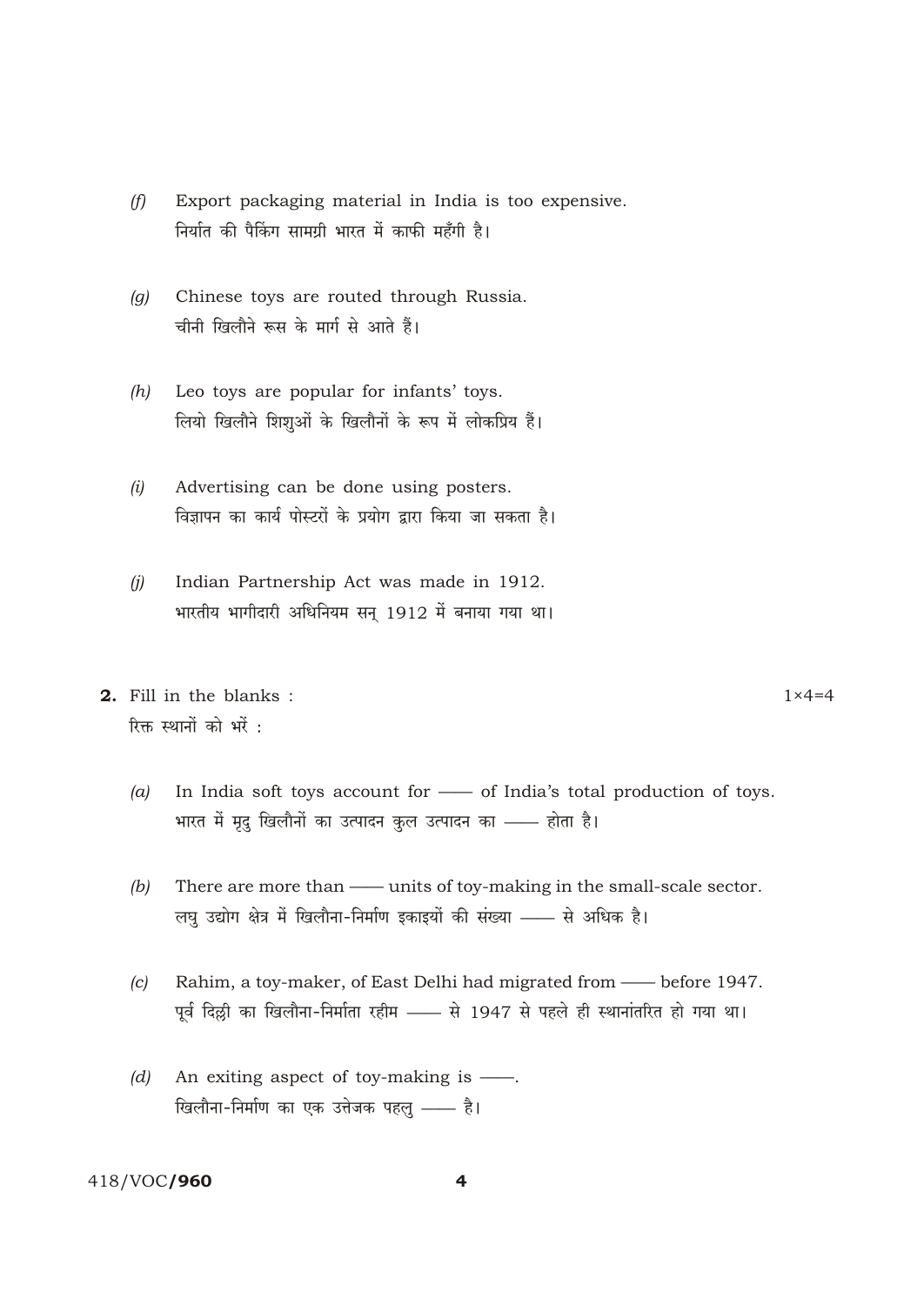(f) Export packaging material in India is too expensive.
निर्यात की पैकिंग सामग्री भारत में काफी महँगी है।

(g) Chinese toys are routed through Russia.
चीनी खिलौने रूस के मार्ग से आते हैं।

(h) Leo toys are popular for infants' toys.
लियो खिलौने शिशुओं के खिलौनों के रूप में लोकप्रिय हैं।

(i) Advertising can be done using posters.
विज्ञापन का कार्य पोस्टरों के प्रयोग द्वारा किया जा सकता है।

(j) Indian Partnership Act was made in 1912.
भारतीय भागीदारी अधिनियम सन् 1912 में बनाया गया था।

**2.** Fill in the blanks : $1 \times 4 = 4$
रिक्त स्थानों को भरें :

(a) In India soft toys account for —— of India's total production of toys.
भारत में मृदु खिलौनों का उत्पादन कुल उत्पादन का —— होता है।

(b) There are more than —— units of toy-making in the small-scale sector.
लघु उद्योग क्षेत्र में खिलौना-निर्माण इकाइयों की संख्या —— से अधिक है।

(c) Rahim, a toy-maker, of East Delhi had migrated from —— before 1947.
पूर्व दिल्ली का खिलौना-निर्माता रहीम —— से 1947 से पहले ही स्थानांतरित हो गया था।

(d) An exiting aspect of toy-making is ——.
खिलौना-निर्माण का एक उत्तेजक पहलु —— है।

418/VOC/**960**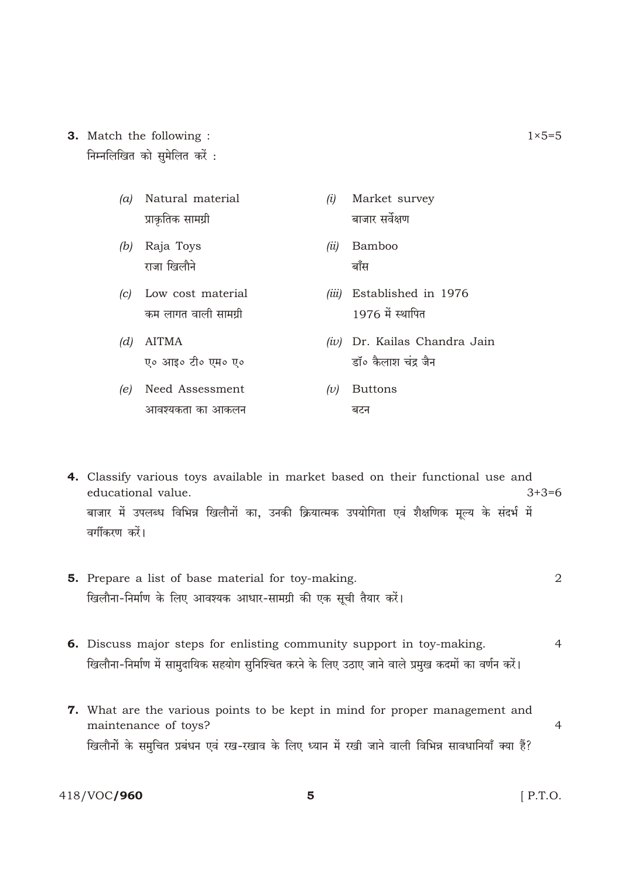**3.** Match the following : 1×5=5

निम्नलिखित को सुमेलित करें :

| | | | |
|---|---|---|---|
| *(a)* | Natural material<br>प्राकृतिक सामग्री | *(i)* | Market survey<br>बाजार सर्वेक्षण |
| *(b)* | Raja Toys<br>राजा खिलौने | *(ii)* | Bamboo<br>बाँस |
| *(c)* | Low cost material<br>कम लागत वाली सामग्री | *(iii)* | Established in 1976<br>1976 में स्थापित |
| *(d)* | AITMA<br>ए० आइ० टी० एम० ए० | *(iv)* | Dr. Kailas Chandra Jain<br>डॉ० कैलाश चंद्र जैन |
| *(e)* | Need Assessment<br>आवश्यकता का आकलन | *(v)* | Buttons<br>बटन |

**4.** Classify various toys available in market based on their functional use and educational value. 3+3=6

बाजार में उपलब्ध विभिन्न खिलौनों का, उनकी क्रियात्मक उपयोगिता एवं शैक्षणिक मूल्य के संदर्भ में वर्गीकरण करें।

**5.** Prepare a list of base material for toy-making. 2

खिलौना-निर्माण के लिए आवश्यक आधार-सामग्री की एक सूची तैयार करें।

**6.** Discuss major steps for enlisting community support in toy-making. 4

खिलौना-निर्माण में सामुदायिक सहयोग सुनिश्चित करने के लिए उठाए जाने वाले प्रमुख कदमों का वर्णन करें।

**7.** What are the various points to be kept in mind for proper management and maintenance of toys? 4

खिलौनों के समुचित प्रबंधन एवं रख-रखाव के लिए ध्यान में रखी जाने वाली विभिन्न सावधानियाँ क्या हैं?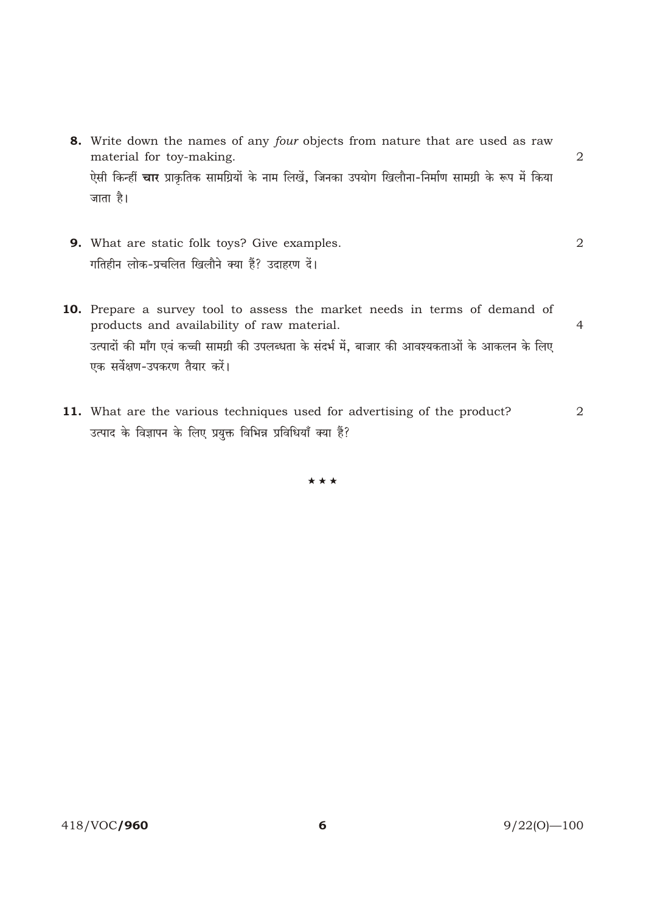**8.** Write down the names of any *four* objects from nature that are used as raw material for toy-making. 2

ऐसी किन्हीं **चार** प्राकृतिक सामग्रियों के नाम लिखें, जिनका उपयोग खिलौना-निर्माण सामग्री के रूप में किया जाता है।

**9.** What are static folk toys? Give examples. 2

गतिहीन लोक-प्रचलित खिलौने क्या हैं? उदाहरण दें।

**10.** Prepare a survey tool to assess the market needs in terms of demand of products and availability of raw material. 4

उत्पादों की माँग एवं कच्ची सामग्री की उपलब्धता के संदर्भ में, बाजार की आवश्यकताओं के आकलन के लिए एक सर्वेक्षण-उपकरण तैयार करें।

**11.** What are the various techniques used for advertising of the product? 2

उत्पाद के विज्ञापन के लिए प्रयुक्त विभिन्न प्रविधियाँ क्या हैं?

★ ★ ★